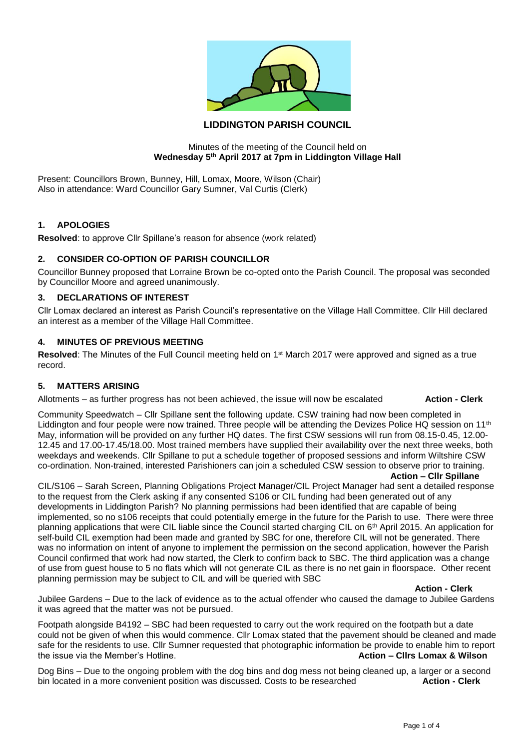**LIDDINGTON PARISH COUNCIL**

Minutes of the meeting of the Council held on
**Wednesday 5th April 2017 at 7pm in Liddington Village Hall**

Present: Councillors Brown, Bunney, Hill, Lomax, Moore, Wilson (Chair)
Also in attendance: Ward Councillor Gary Sumner, Val Curtis (Clerk)

## 1. APOLOGIES

**Resolved**: to approve Cllr Spillane's reason for absence (work related)

## 2. CONSIDER CO-OPTION OF PARISH COUNCILLOR

Councillor Bunney proposed that Lorraine Brown be co-opted onto the Parish Council. The proposal was seconded by Councillor Moore and agreed unanimously.

## 3. DECLARATIONS OF INTEREST

Cllr Lomax declared an interest as Parish Council's representative on the Village Hall Committee. Cllr Hill declared an interest as a member of the Village Hall Committee.

## 4. MINUTES OF PREVIOUS MEETING

**Resolved**: The Minutes of the Full Council meeting held on 1st March 2017 were approved and signed as a true record.

## 5. MATTERS ARISING

Allotments – as further progress has not been achieved, the issue will now be escalated **Action - Clerk**

Community Speedwatch – Cllr Spillane sent the following update. CSW training had now been completed in Liddington and four people were now trained. Three people will be attending the Devizes Police HQ session on 11th May, information will be provided on any further HQ dates. The first CSW sessions will run from 08.15-0.45, 12.00-12.45 and 17.00-17.45/18.00. Most trained members have supplied their availability over the next three weeks, both weekdays and weekends. Cllr Spillane to put a schedule together of proposed sessions and inform Wiltshire CSW co-ordination. Non-trained, interested Parishioners can join a scheduled CSW session to observe prior to training. **Action – Cllr Spillane**

CIL/S106 – Sarah Screen, Planning Obligations Project Manager/CIL Project Manager had sent a detailed response to the request from the Clerk asking if any consented S106 or CIL funding had been generated out of any developments in Liddington Parish? No planning permissions had been identified that are capable of being implemented, so no s106 receipts that could potentially emerge in the future for the Parish to use. There were three planning applications that were CIL liable since the Council started charging CIL on 6th April 2015. An application for self-build CIL exemption had been made and granted by SBC for one, therefore CIL will not be generated. There was no information on intent of anyone to implement the permission on the second application, however the Parish Council confirmed that work had now started, the Clerk to confirm back to SBC. The third application was a change of use from guest house to 5 no flats which will not generate CIL as there is no net gain in floorspace. Other recent planning permission may be subject to CIL and will be queried with SBC **Action - Clerk**

Jubilee Gardens – Due to the lack of evidence as to the actual offender who caused the damage to Jubilee Gardens it was agreed that the matter was not be pursued.

Footpath alongside B4192 – SBC had been requested to carry out the work required on the footpath but a date could not be given of when this would commence. Cllr Lomax stated that the pavement should be cleaned and made safe for the residents to use. Cllr Sumner requested that photographic information be provide to enable him to report the issue via the Member's Hotline. **Action – Cllrs Lomax & Wilson**

Dog Bins – Due to the ongoing problem with the dog bins and dog mess not being cleaned up, a larger or a second bin located in a more convenient position was discussed. Costs to be researched **Action - Clerk**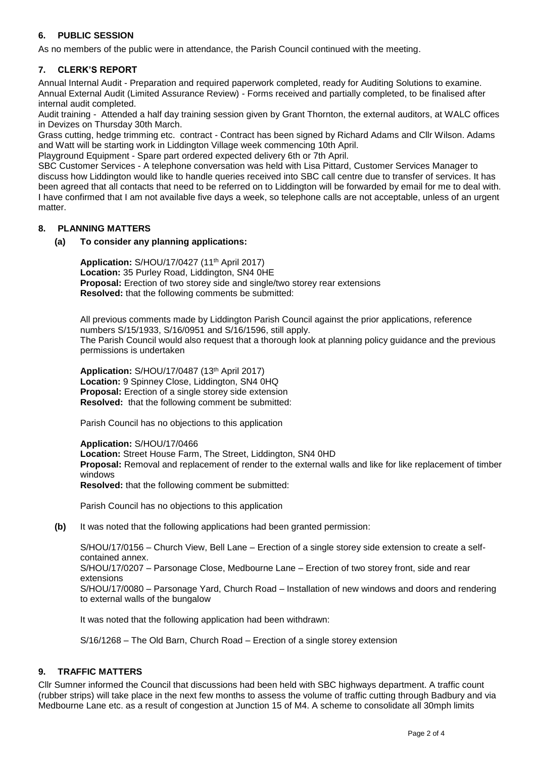## 6. PUBLIC SESSION

As no members of the public were in attendance, the Parish Council continued with the meeting.

## 7. CLERK'S REPORT

Annual Internal Audit - Preparation and required paperwork completed, ready for Auditing Solutions to examine.
Annual External Audit (Limited Assurance Review) - Forms received and partially completed, to be finalised after internal audit completed.

Audit training - Attended a half day training session given by Grant Thornton, the external auditors, at WALC offices in Devizes on Thursday 30th March.

Grass cutting, hedge trimming etc. contract - Contract has been signed by Richard Adams and Cllr Wilson. Adams and Watt will be starting work in Liddington Village week commencing 10th April.

Playground Equipment - Spare part ordered expected delivery 6th or 7th April.

SBC Customer Services - A telephone conversation was held with Lisa Pittard, Customer Services Manager to discuss how Liddington would like to handle queries received into SBC call centre due to transfer of services. It has been agreed that all contacts that need to be referred on to Liddington will be forwarded by email for me to deal with. I have confirmed that I am not available five days a week, so telephone calls are not acceptable, unless of an urgent matter.

## 8. PLANNING MATTERS

**(a) To consider any planning applications:**

**Application:** S/HOU/17/0427 (11th April 2017)
**Location:** 35 Purley Road, Liddington, SN4 0HE
**Proposal:** Erection of two storey side and single/two storey rear extensions
**Resolved:** that the following comments be submitted:

All previous comments made by Liddington Parish Council against the prior applications, reference numbers S/15/1933, S/16/0951 and S/16/1596, still apply.
The Parish Council would also request that a thorough look at planning policy guidance and the previous permissions is undertaken

**Application:** S/HOU/17/0487 (13th April 2017)
**Location:** 9 Spinney Close, Liddington, SN4 0HQ
**Proposal:** Erection of a single storey side extension
**Resolved:** that the following comment be submitted:

Parish Council has no objections to this application

**Application:** S/HOU/17/0466
**Location:** Street House Farm, The Street, Liddington, SN4 0HD
**Proposal:** Removal and replacement of render to the external walls and like for like replacement of timber windows
**Resolved:** that the following comment be submitted:

Parish Council has no objections to this application

**(b)** It was noted that the following applications had been granted permission:

S/HOU/17/0156 – Church View, Bell Lane – Erection of a single storey side extension to create a self-contained annex.
S/HOU/17/0207 – Parsonage Close, Medbourne Lane – Erection of two storey front, side and rear extensions
S/HOU/17/0080 – Parsonage Yard, Church Road – Installation of new windows and doors and rendering to external walls of the bungalow

It was noted that the following application had been withdrawn:

S/16/1268 – The Old Barn, Church Road – Erection of a single storey extension

## 9. TRAFFIC MATTERS

Cllr Sumner informed the Council that discussions had been held with SBC highways department. A traffic count (rubber strips) will take place in the next few months to assess the volume of traffic cutting through Badbury and via Medbourne Lane etc. as a result of congestion at Junction 15 of M4. A scheme to consolidate all 30mph limits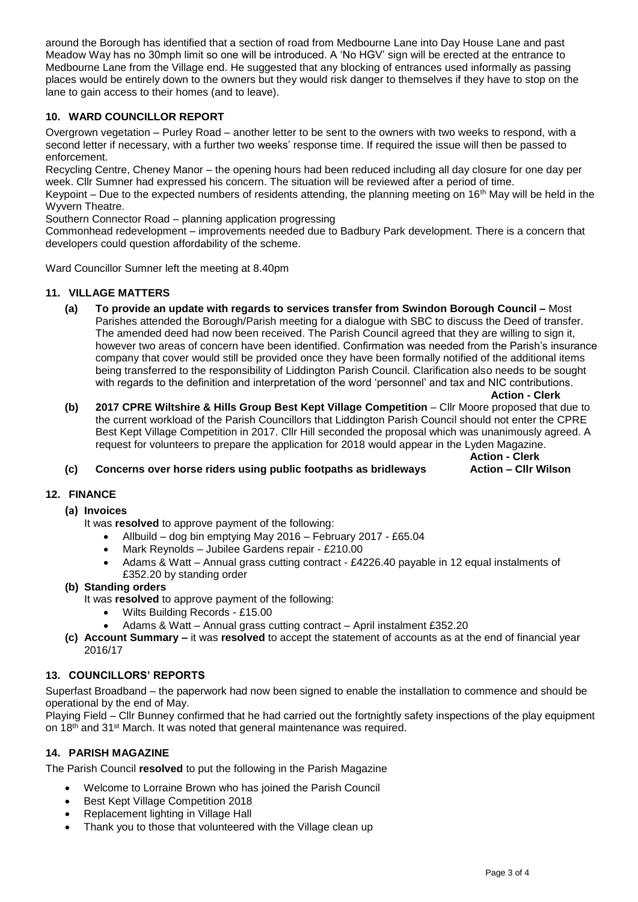around the Borough has identified that a section of road from Medbourne Lane into Day House Lane and past Meadow Way has no 30mph limit so one will be introduced. A 'No HGV' sign will be erected at the entrance to Medbourne Lane from the Village end. He suggested that any blocking of entrances used informally as passing places would be entirely down to the owners but they would risk danger to themselves if they have to stop on the lane to gain access to their homes (and to leave).

## 10. WARD COUNCILLOR REPORT

Overgrown vegetation – Purley Road – another letter to be sent to the owners with two weeks to respond, with a second letter if necessary, with a further two weeks' response time. If required the issue will then be passed to enforcement.

Recycling Centre, Cheney Manor – the opening hours had been reduced including all day closure for one day per week. Cllr Sumner had expressed his concern. The situation will be reviewed after a period of time.

Keypoint – Due to the expected numbers of residents attending, the planning meeting on 16th May will be held in the Wyvern Theatre.

Southern Connector Road – planning application progressing

Commonhead redevelopment – improvements needed due to Badbury Park development. There is a concern that developers could question affordability of the scheme.

Ward Councillor Sumner left the meeting at 8.40pm

## 11. VILLAGE MATTERS

**(a) To provide an update with regards to services transfer from Swindon Borough Council –** Most Parishes attended the Borough/Parish meeting for a dialogue with SBC to discuss the Deed of transfer. The amended deed had now been received. The Parish Council agreed that they are willing to sign it, however two areas of concern have been identified. Confirmation was needed from the Parish's insurance company that cover would still be provided once they have been formally notified of the additional items being transferred to the responsibility of Liddington Parish Council. Clarification also needs to be sought with regards to the definition and interpretation of the word 'personnel' and tax and NIC contributions.

**Action - Clerk**

**(b) 2017 CPRE Wiltshire & Hills Group Best Kept Village Competition** – Cllr Moore proposed that due to the current workload of the Parish Councillors that Liddington Parish Council should not enter the CPRE Best Kept Village Competition in 2017. Cllr Hill seconded the proposal which was unanimously agreed. A request for volunteers to prepare the application for 2018 would appear in the Lyden Magazine.

**Action - Clerk**

**(c) Concerns over horse riders using public footpaths as bridleways** **Action – Cllr Wilson**

## 12. FINANCE

**(a) Invoices**

It was **resolved** to approve payment of the following:

- Allbuild – dog bin emptying May 2016 – February 2017 - £65.04
- Mark Reynolds – Jubilee Gardens repair - £210.00
- Adams & Watt – Annual grass cutting contract - £4226.40 payable in 12 equal instalments of £352.20 by standing order

**(b) Standing orders**

It was **resolved** to approve payment of the following:

- Wilts Building Records - £15.00
- Adams & Watt – Annual grass cutting contract – April instalment £352.20

**(c) Account Summary –** it was **resolved** to accept the statement of accounts as at the end of financial year 2016/17

## 13. COUNCILLORS' REPORTS

Superfast Broadband – the paperwork had now been signed to enable the installation to commence and should be operational by the end of May.

Playing Field – Cllr Bunney confirmed that he had carried out the fortnightly safety inspections of the play equipment on 18th and 31st March. It was noted that general maintenance was required.

## 14. PARISH MAGAZINE

The Parish Council **resolved** to put the following in the Parish Magazine

- Welcome to Lorraine Brown who has joined the Parish Council
- Best Kept Village Competition 2018
- Replacement lighting in Village Hall
- Thank you to those that volunteered with the Village clean up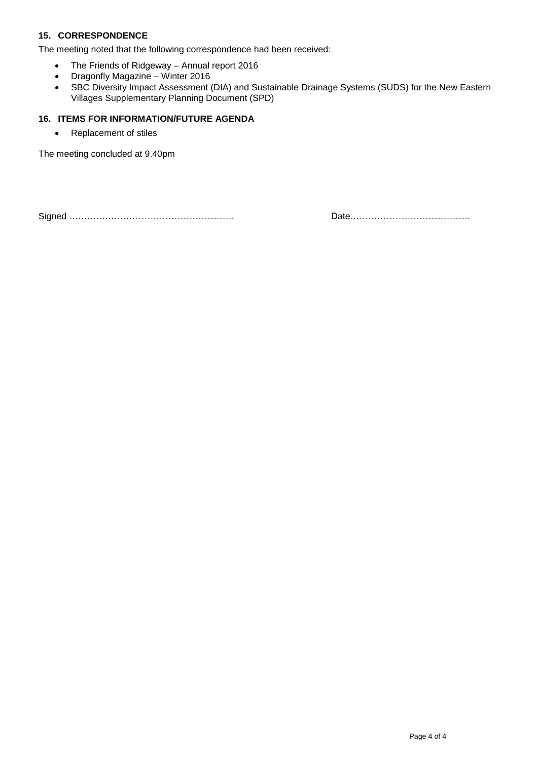### 15. CORRESPONDENCE

The meeting noted that the following correspondence had been received:

- The Friends of Ridgeway – Annual report 2016
- Dragonfly Magazine – Winter 2016
- SBC Diversity Impact Assessment (DIA) and Sustainable Drainage Systems (SUDS) for the New Eastern Villages Supplementary Planning Document (SPD)

### 16. ITEMS FOR INFORMATION/FUTURE AGENDA

- Replacement of stiles

The meeting concluded at 9.40pm

Signed ……………………………………………… Date…………………………………